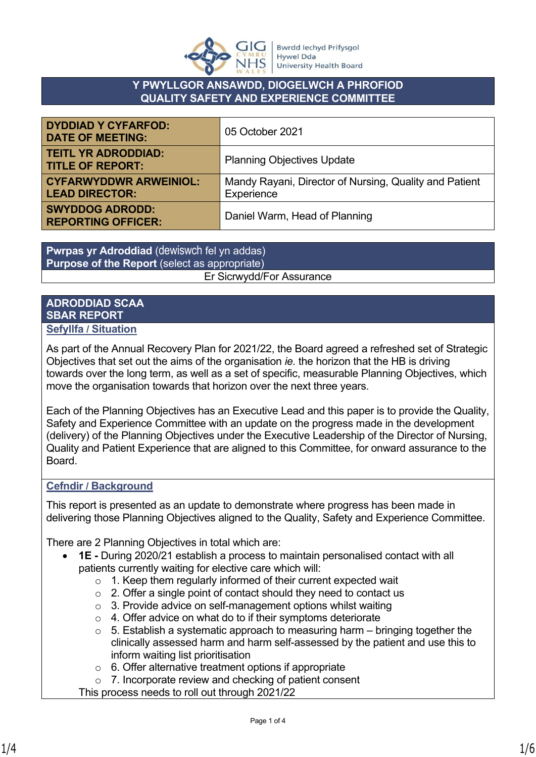# Y PWYLLGOR ANSAWDD, DIOGELWCH A PHROFIOD
# QUALITY SAFETY AND EXPERIENCE COMMITTEE

| | |
|---|---|
| **DYDDIAD Y CYFARFOD: DATE OF MEETING:** | 05 October 2021 |
| **TEITL YR ADRODDIAD: TITLE OF REPORT:** | Planning Objectives Update |
| **CYFARWYDDWR ARWEINIOL: LEAD DIRECTOR:** | Mandy Rayani, Director of Nursing, Quality and Patient Experience |
| **SWYDDOG ADRODD: REPORTING OFFICER:** | Daniel Warm, Head of Planning |

| **Pwrpas yr Adroddiad** (dewiswch fel yn addas) **Purpose of the Report** (select as appropriate) |
|---|
| Er Sicrwydd/For Assurance |

## ADRODDIAD SCAA
## SBAR REPORT

### Sefyllfa / Situation

As part of the Annual Recovery Plan for 2021/22, the Board agreed a refreshed set of Strategic Objectives that set out the aims of the organisation *ie.* the horizon that the HB is driving towards over the long term, as well as a set of specific, measurable Planning Objectives, which move the organisation towards that horizon over the next three years.

Each of the Planning Objectives has an Executive Lead and this paper is to provide the Quality, Safety and Experience Committee with an update on the progress made in the development (delivery) of the Planning Objectives under the Executive Leadership of the Director of Nursing, Quality and Patient Experience that are aligned to this Committee, for onward assurance to the Board.

### Cefndir / Background

This report is presented as an update to demonstrate where progress has been made in delivering those Planning Objectives aligned to the Quality, Safety and Experience Committee.

There are 2 Planning Objectives in total which are:

- **1E -** During 2020/21 establish a process to maintain personalised contact with all patients currently waiting for elective care which will:
  - 1. Keep them regularly informed of their current expected wait
  - 2. Offer a single point of contact should they need to contact us
  - 3. Provide advice on self-management options whilst waiting
  - 4. Offer advice on what do to if their symptoms deteriorate
  - 5. Establish a systematic approach to measuring harm – bringing together the clinically assessed harm and harm self-assessed by the patient and use this to inform waiting list prioritisation
  - 6. Offer alternative treatment options if appropriate
  - 7. Incorporate review and checking of patient consent

  This process needs to roll out through 2021/22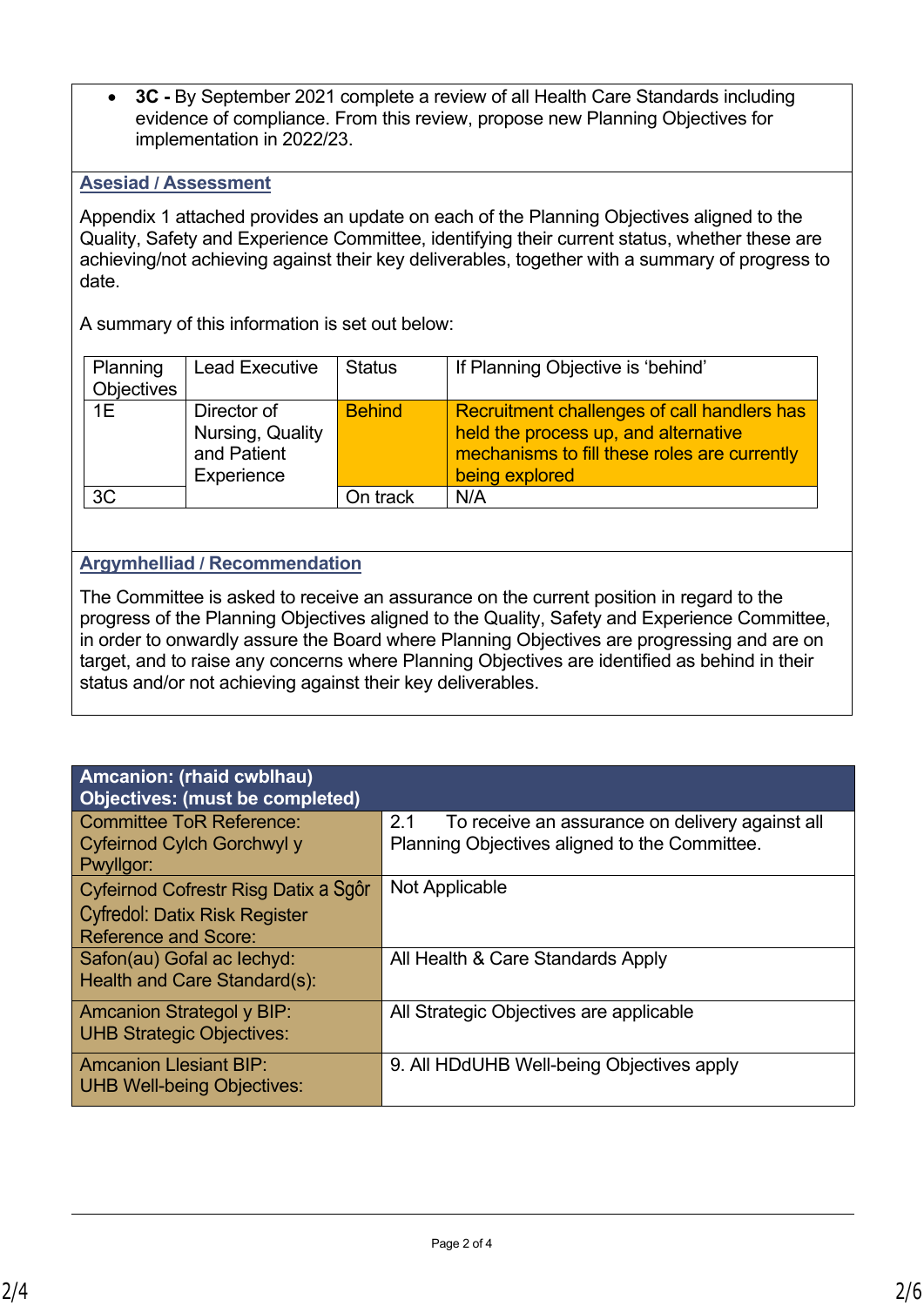- **3C -** By September 2021 complete a review of all Health Care Standards including evidence of compliance. From this review, propose new Planning Objectives for implementation in 2022/23.

**Asesiad / Assessment**

Appendix 1 attached provides an update on each of the Planning Objectives aligned to the Quality, Safety and Experience Committee, identifying their current status, whether these are achieving/not achieving against their key deliverables, together with a summary of progress to date.

A summary of this information is set out below:

| Planning Objectives | Lead Executive | Status | If Planning Objective is 'behind' |
|---|---|---|---|
| 1E | Director of Nursing, Quality and Patient Experience | Behind | Recruitment challenges of call handlers has held the process up, and alternative mechanisms to fill these roles are currently being explored |
| 3C | | On track | N/A |

**Argymhelliad / Recommendation**

The Committee is asked to receive an assurance on the current position in regard to the progress of the Planning Objectives aligned to the Quality, Safety and Experience Committee, in order to onwardly assure the Board where Planning Objectives are progressing and are on target, and to raise any concerns where Planning Objectives are identified as behind in their status and/or not achieving against their key deliverables.

| Amcanion: (rhaid cwblhau) Objectives: (must be completed) | |
|---|---|
| Committee ToR Reference: Cyfeirnod Cylch Gorchwyl y Pwyllgor: | 2.1 To receive an assurance on delivery against all Planning Objectives aligned to the Committee. |
| Cyfeirnod Cofrestr Risg Datix a Sgôr Cyfredol: Datix Risk Register Reference and Score: | Not Applicable |
| Safon(au) Gofal ac Iechyd: Health and Care Standard(s): | All Health & Care Standards Apply |
| Amcanion Strategol y BIP: UHB Strategic Objectives: | All Strategic Objectives are applicable |
| Amcanion Llesiant BIP: UHB Well-being Objectives: | 9. All HDdUHB Well-being Objectives apply |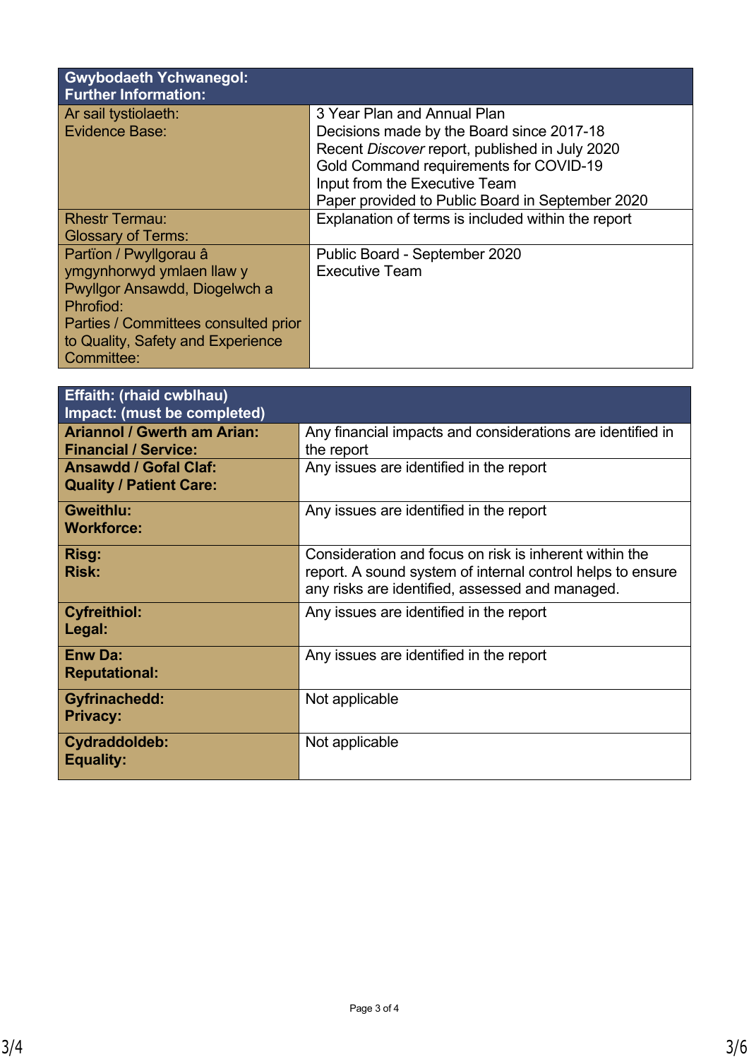| Gwybodaeth Ychwanegol:<br>Further Information: | |
|---|---|
| Ar sail tystiolaeth:<br>Evidence Base: | 3 Year Plan and Annual Plan<br>Decisions made by the Board since 2017-18<br>Recent *Discover* report, published in July 2020<br>Gold Command requirements for COVID-19<br>Input from the Executive Team<br>Paper provided to Public Board in September 2020 |
| Rhestr Termau:<br>Glossary of Terms: | Explanation of terms is included within the report |
| Partïon / Pwyllgorau â ymgynhorwyd ymlaen llaw y Pwyllgor Ansawdd, Diogelwch a Phrofiod:<br>Parties / Committees consulted prior to Quality, Safety and Experience Committee: | Public Board - September 2020<br>Executive Team |

| Effaith: (rhaid cwblhau)<br>Impact: (must be completed) | |
|---|---|
| **Ariannol / Gwerth am Arian:<br>Financial / Service:** | Any financial impacts and considerations are identified in the report |
| **Ansawdd / Gofal Claf:<br>Quality / Patient Care:** | Any issues are identified in the report |
| **Gweithlu:<br>Workforce:** | Any issues are identified in the report |
| **Risg:<br>Risk:** | Consideration and focus on risk is inherent within the report. A sound system of internal control helps to ensure any risks are identified, assessed and managed. |
| **Cyfreithiol:<br>Legal:** | Any issues are identified in the report |
| **Enw Da:<br>Reputational:** | Any issues are identified in the report |
| **Gyfrinachedd:<br>Privacy:** | Not applicable |
| **Cydraddoldeb:<br>Equality:** | Not applicable |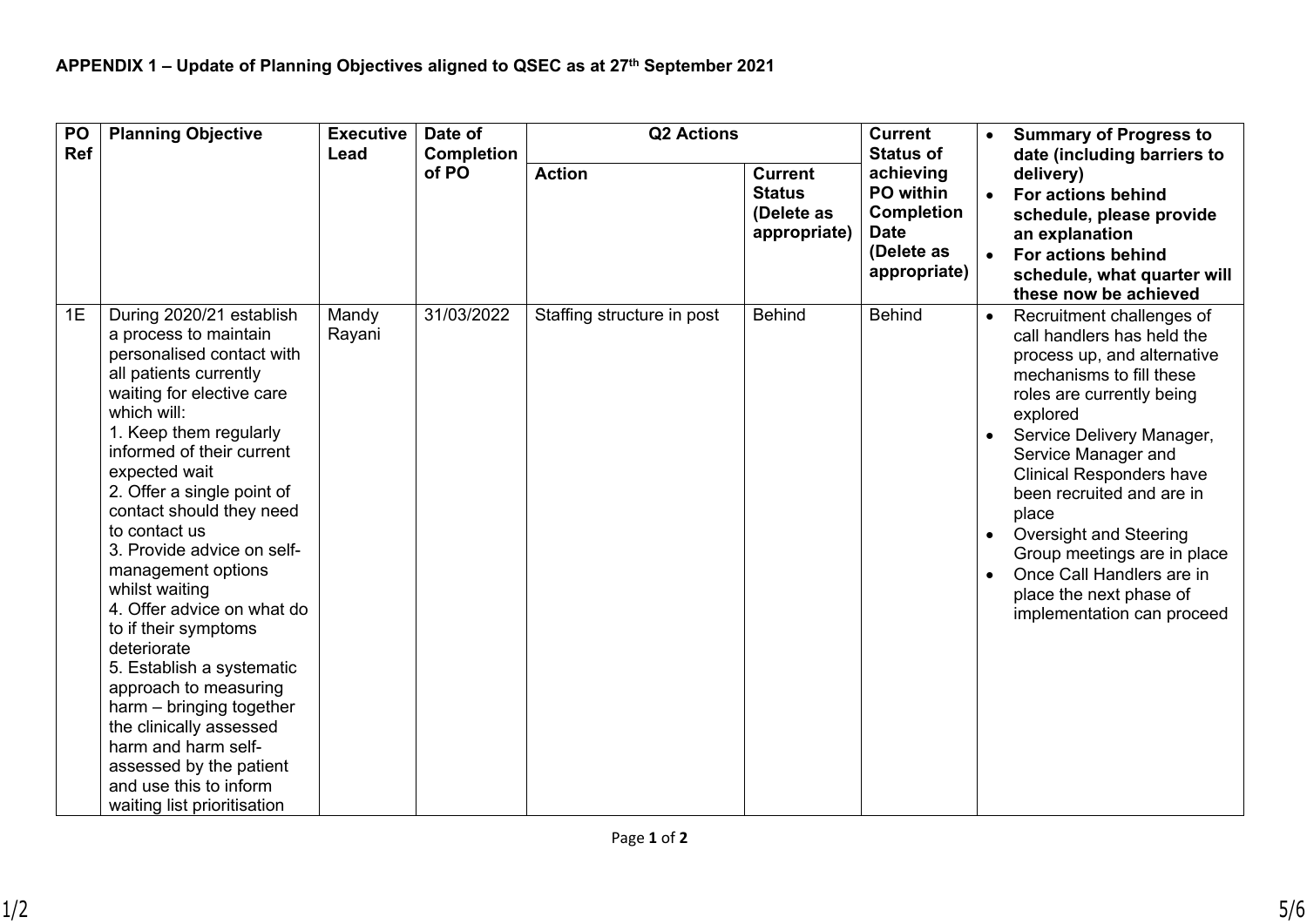**APPENDIX 1 – Update of Planning Objectives aligned to QSEC as at 27th September 2021**

| PO Ref | Planning Objective | Executive Lead | Date of Completion of PO | Q2 Actions | | Current Status of achieving PO within Completion Date (Delete as appropriate) | • Summary of Progress to date (including barriers to delivery) • For actions behind schedule, please provide an explanation • For actions behind schedule, what quarter will these now be achieved |
|---|---|---|---|---|---|---|---|
| | | | | Action | Current Status (Delete as appropriate) | | |
| 1E | During 2020/21 establish a process to maintain personalised contact with all patients currently waiting for elective care which will: 1. Keep them regularly informed of their current expected wait 2. Offer a single point of contact should they need to contact us 3. Provide advice on self-management options whilst waiting 4. Offer advice on what do to if their symptoms deteriorate 5. Establish a systematic approach to measuring harm – bringing together the clinically assessed harm and harm self-assessed by the patient and use this to inform waiting list prioritisation | Mandy Rayani | 31/03/2022 | Staffing structure in post | Behind | Behind | • Recruitment challenges of call handlers has held the process up, and alternative mechanisms to fill these roles are currently being explored • Service Delivery Manager, Service Manager and Clinical Responders have been recruited and are in place • Oversight and Steering Group meetings are in place • Once Call Handlers are in place the next phase of implementation can proceed |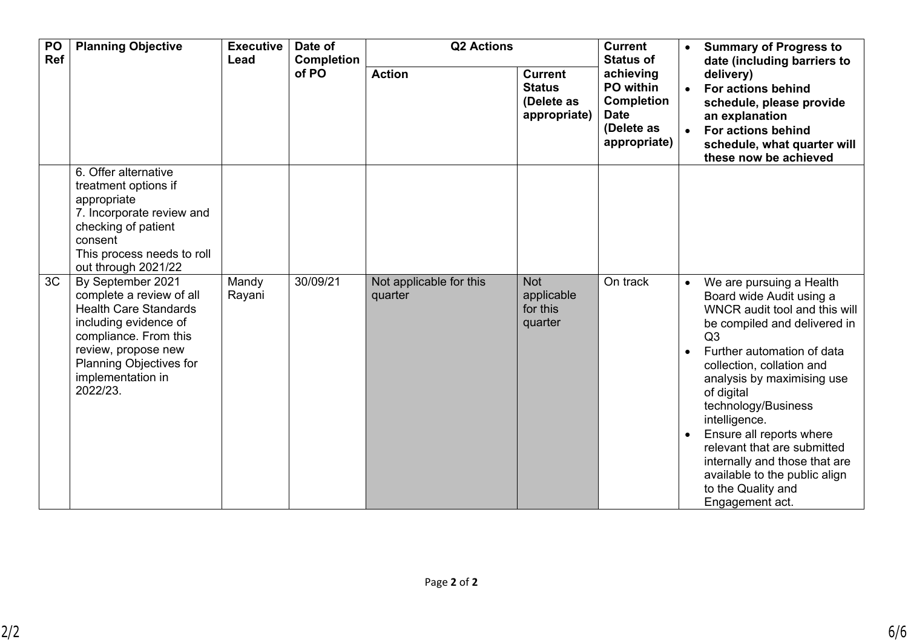| PO Ref | Planning Objective | Executive Lead | Date of Completion of PO | Q2 Actions | | Current Status of achieving PO within Completion Date (Delete as appropriate) | • Summary of Progress to date (including barriers to delivery) • For actions behind schedule, please provide an explanation • For actions behind schedule, what quarter will these now be achieved |
|---|---|---|---|---|---|---|---|
| | | | | Action | Current Status (Delete as appropriate) | | |
| | 6. Offer alternative treatment options if appropriate<br>7. Incorporate review and checking of patient consent<br>This process needs to roll out through 2021/22 | | | | | | |
| 3C | By September 2021 complete a review of all Health Care Standards including evidence of compliance. From this review, propose new Planning Objectives for implementation in 2022/23. | Mandy Rayani | 30/09/21 | Not applicable for this quarter | Not applicable for this quarter | On track | • We are pursuing a Health Board wide Audit using a WNCR audit tool and this will be compiled and delivered in Q3<br>• Further automation of data collection, collation and analysis by maximising use of digital technology/Business intelligence.<br>• Ensure all reports where relevant that are submitted internally and those that are available to the public align to the Quality and Engagement act. |